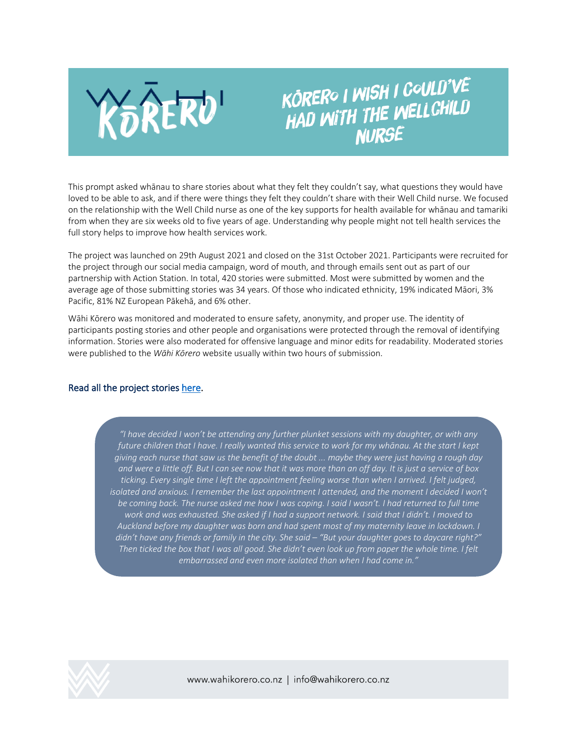# WĀHI KŌRERO

## KŌRERO I WISH I COULD'VE HAD WITH THE WELLCHILD NURSE

This prompt asked whānau to share stories about what they felt they couldn't say, what questions they would have loved to be able to ask, and if there were things they felt they couldn't share with their Well Child nurse. We focused on the relationship with the Well Child nurse as one of the key supports for health available for whānau and tamariki from when they are six weeks old to five years of age. Understanding why people might not tell health services the full story helps to improve how health services work.

The project was launched on 29th August 2021 and closed on the 31st October 2021. Participants were recruited for the project through our social media campaign, word of mouth, and through emails sent out as part of our partnership with Action Station. In total, 420 stories were submitted. Most were submitted by women and the average age of those submitting stories was 34 years. Of those who indicated ethnicity, 19% indicated Māori, 3% Pacific, 81% NZ European Pākehā, and 6% other.

Wāhi Kōrero was monitored and moderated to ensure safety, anonymity, and proper use. The identity of participants posting stories and other people and organisations were protected through the removal of identifying information. Stories were also moderated for offensive language and minor edits for readability. Moderated stories were published to the *Wāhi Kōrero* website usually within two hours of submission.

### Read all the project stories [here](#).

> *"I have decided I won't be attending any further plunket sessions with my daughter, or with any future children that I have. I really wanted this service to work for my whānau. At the start I kept giving each nurse that saw us the benefit of the doubt ... maybe they were just having a rough day and were a little off. But I can see now that it was more than an off day. It is just a service of box ticking. Every single time I left the appointment feeling worse than when I arrived. I felt judged, isolated and anxious. I remember the last appointment I attended, and the moment I decided I won't be coming back. The nurse asked me how I was coping. I said I wasn't. I had returned to full time work and was exhausted. She asked if I had a support network. I said that I didn't. I moved to Auckland before my daughter was born and had spent most of my maternity leave in lockdown. I didn't have any friends or family in the city. She said – "But your daughter goes to daycare right?" Then ticked the box that I was all good. She didn't even look up from paper the whole time. I felt embarrassed and even more isolated than when I had come in."*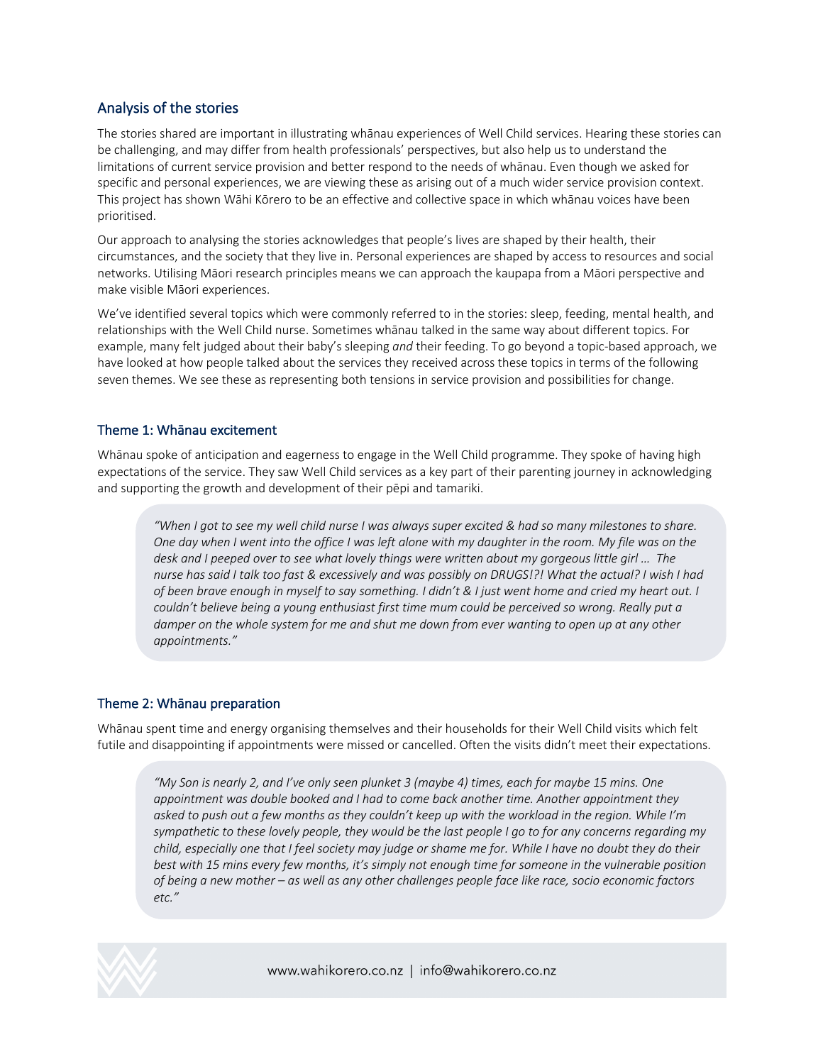## Analysis of the stories

The stories shared are important in illustrating whānau experiences of Well Child services. Hearing these stories can be challenging, and may differ from health professionals' perspectives, but also help us to understand the limitations of current service provision and better respond to the needs of whānau. Even though we asked for specific and personal experiences, we are viewing these as arising out of a much wider service provision context. This project has shown Wāhi Kōrero to be an effective and collective space in which whānau voices have been prioritised.

Our approach to analysing the stories acknowledges that people's lives are shaped by their health, their circumstances, and the society that they live in. Personal experiences are shaped by access to resources and social networks. Utilising Māori research principles means we can approach the kaupapa from a Māori perspective and make visible Māori experiences.

We've identified several topics which were commonly referred to in the stories: sleep, feeding, mental health, and relationships with the Well Child nurse. Sometimes whānau talked in the same way about different topics. For example, many felt judged about their baby's sleeping *and* their feeding. To go beyond a topic-based approach, we have looked at how people talked about the services they received across these topics in terms of the following seven themes. We see these as representing both tensions in service provision and possibilities for change.

### Theme 1: Whānau excitement

Whānau spoke of anticipation and eagerness to engage in the Well Child programme. They spoke of having high expectations of the service. They saw Well Child services as a key part of their parenting journey in acknowledging and supporting the growth and development of their pēpi and tamariki.

> *"When I got to see my well child nurse I was always super excited & had so many milestones to share. One day when I went into the office I was left alone with my daughter in the room. My file was on the desk and I peeped over to see what lovely things were written about my gorgeous little girl … The nurse has said I talk too fast & excessively and was possibly on DRUGS!?! What the actual? I wish I had of been brave enough in myself to say something. I didn't & I just went home and cried my heart out. I couldn't believe being a young enthusiast first time mum could be perceived so wrong. Really put a damper on the whole system for me and shut me down from ever wanting to open up at any other appointments."*

### Theme 2: Whānau preparation

Whānau spent time and energy organising themselves and their households for their Well Child visits which felt futile and disappointing if appointments were missed or cancelled. Often the visits didn't meet their expectations.

> *"My Son is nearly 2, and I've only seen plunket 3 (maybe 4) times, each for maybe 15 mins. One appointment was double booked and I had to come back another time. Another appointment they asked to push out a few months as they couldn't keep up with the workload in the region. While I'm sympathetic to these lovely people, they would be the last people I go to for any concerns regarding my child, especially one that I feel society may judge or shame me for. While I have no doubt they do their best with 15 mins every few months, it's simply not enough time for someone in the vulnerable position of being a new mother – as well as any other challenges people face like race, socio economic factors etc."*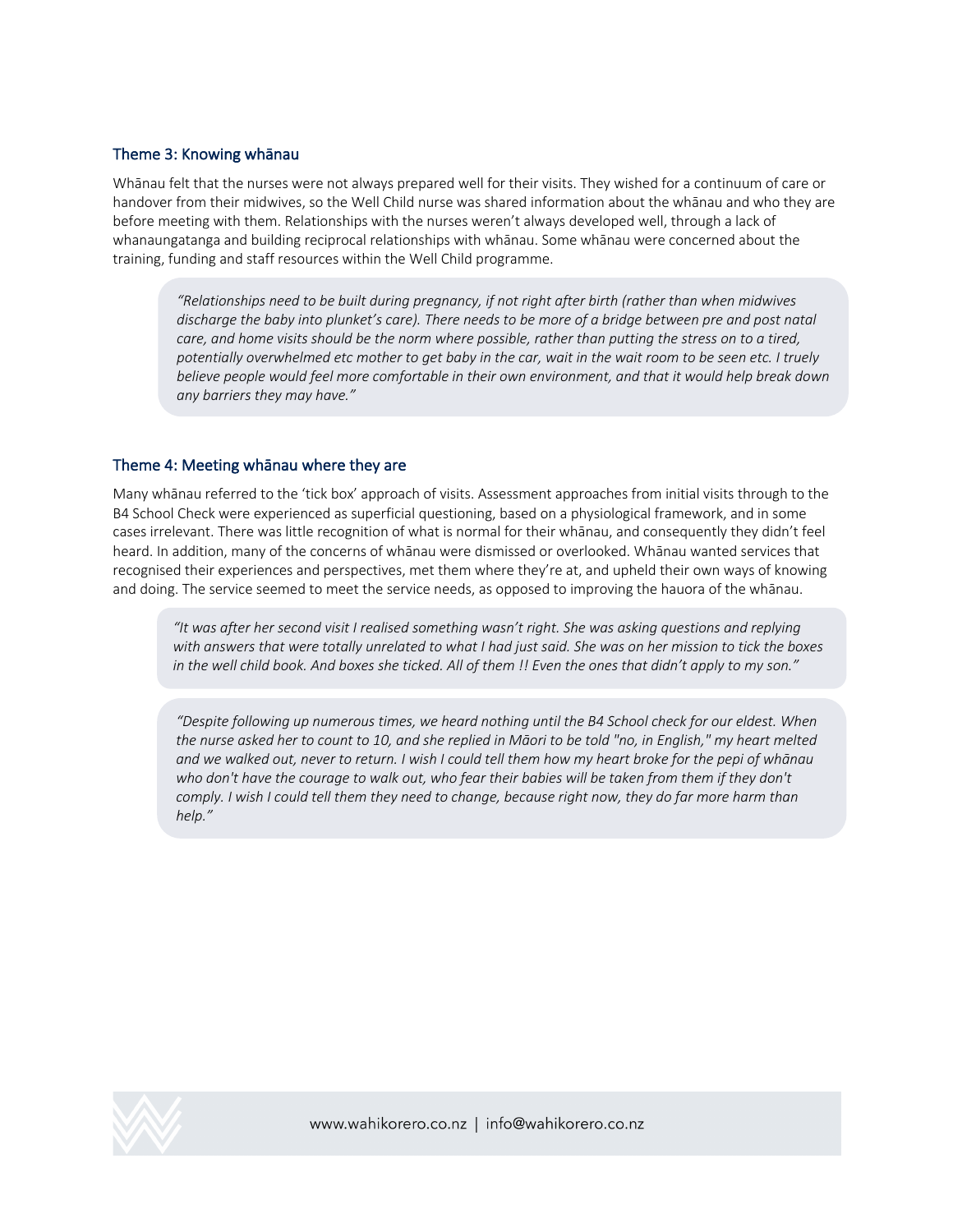### Theme 3: Knowing whānau

Whānau felt that the nurses were not always prepared well for their visits. They wished for a continuum of care or handover from their midwives, so the Well Child nurse was shared information about the whānau and who they are before meeting with them. Relationships with the nurses weren't always developed well, through a lack of whanaungatanga and building reciprocal relationships with whānau. Some whānau were concerned about the training, funding and staff resources within the Well Child programme.

> *"Relationships need to be built during pregnancy, if not right after birth (rather than when midwives discharge the baby into plunket's care). There needs to be more of a bridge between pre and post natal care, and home visits should be the norm where possible, rather than putting the stress on to a tired, potentially overwhelmed etc mother to get baby in the car, wait in the wait room to be seen etc. I truely believe people would feel more comfortable in their own environment, and that it would help break down any barriers they may have."*

### Theme 4: Meeting whānau where they are

Many whānau referred to the 'tick box' approach of visits. Assessment approaches from initial visits through to the B4 School Check were experienced as superficial questioning, based on a physiological framework, and in some cases irrelevant. There was little recognition of what is normal for their whānau, and consequently they didn't feel heard. In addition, many of the concerns of whānau were dismissed or overlooked. Whānau wanted services that recognised their experiences and perspectives, met them where they're at, and upheld their own ways of knowing and doing. The service seemed to meet the service needs, as opposed to improving the hauora of the whānau.

> *"It was after her second visit I realised something wasn't right. She was asking questions and replying with answers that were totally unrelated to what I had just said. She was on her mission to tick the boxes in the well child book. And boxes she ticked. All of them !! Even the ones that didn't apply to my son."*

> *"Despite following up numerous times, we heard nothing until the B4 School check for our eldest. When the nurse asked her to count to 10, and she replied in Māori to be told "no, in English," my heart melted and we walked out, never to return. I wish I could tell them how my heart broke for the pepi of whānau who don't have the courage to walk out, who fear their babies will be taken from them if they don't comply. I wish I could tell them they need to change, because right now, they do far more harm than help."*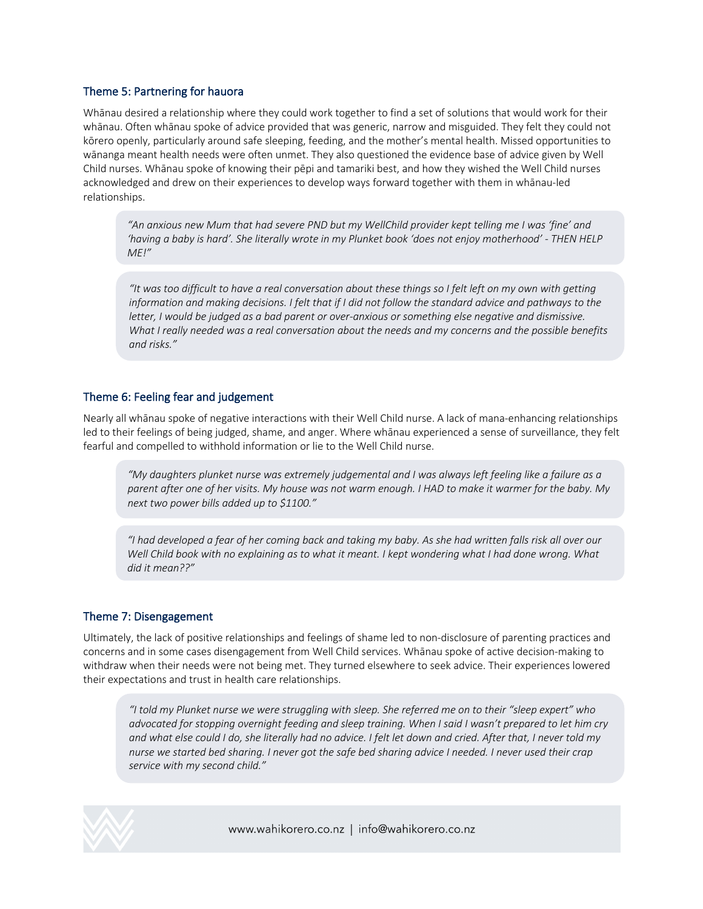### Theme 5: Partnering for hauora

Whānau desired a relationship where they could work together to find a set of solutions that would work for their whānau. Often whānau spoke of advice provided that was generic, narrow and misguided. They felt they could not kōrero openly, particularly around safe sleeping, feeding, and the mother's mental health. Missed opportunities to wānanga meant health needs were often unmet. They also questioned the evidence base of advice given by Well Child nurses. Whānau spoke of knowing their pēpi and tamariki best, and how they wished the Well Child nurses acknowledged and drew on their experiences to develop ways forward together with them in whānau-led relationships.

> *"An anxious new Mum that had severe PND but my WellChild provider kept telling me I was 'fine' and 'having a baby is hard'. She literally wrote in my Plunket book 'does not enjoy motherhood' - THEN HELP ME!"*

> *"It was too difficult to have a real conversation about these things so I felt left on my own with getting information and making decisions. I felt that if I did not follow the standard advice and pathways to the letter, I would be judged as a bad parent or over-anxious or something else negative and dismissive. What I really needed was a real conversation about the needs and my concerns and the possible benefits and risks."*

### Theme 6: Feeling fear and judgement

Nearly all whānau spoke of negative interactions with their Well Child nurse. A lack of mana-enhancing relationships led to their feelings of being judged, shame, and anger. Where whānau experienced a sense of surveillance, they felt fearful and compelled to withhold information or lie to the Well Child nurse.

> *"My daughters plunket nurse was extremely judgemental and I was always left feeling like a failure as a parent after one of her visits. My house was not warm enough. I HAD to make it warmer for the baby. My next two power bills added up to $1100."*

> *"I had developed a fear of her coming back and taking my baby. As she had written falls risk all over our Well Child book with no explaining as to what it meant. I kept wondering what I had done wrong. What did it mean??"*

### Theme 7: Disengagement

Ultimately, the lack of positive relationships and feelings of shame led to non-disclosure of parenting practices and concerns and in some cases disengagement from Well Child services. Whānau spoke of active decision-making to withdraw when their needs were not being met. They turned elsewhere to seek advice. Their experiences lowered their expectations and trust in health care relationships.

> *"I told my Plunket nurse we were struggling with sleep. She referred me on to their "sleep expert" who advocated for stopping overnight feeding and sleep training. When I said I wasn't prepared to let him cry and what else could I do, she literally had no advice. I felt let down and cried. After that, I never told my nurse we started bed sharing. I never got the safe bed sharing advice I needed. I never used their crap service with my second child."*